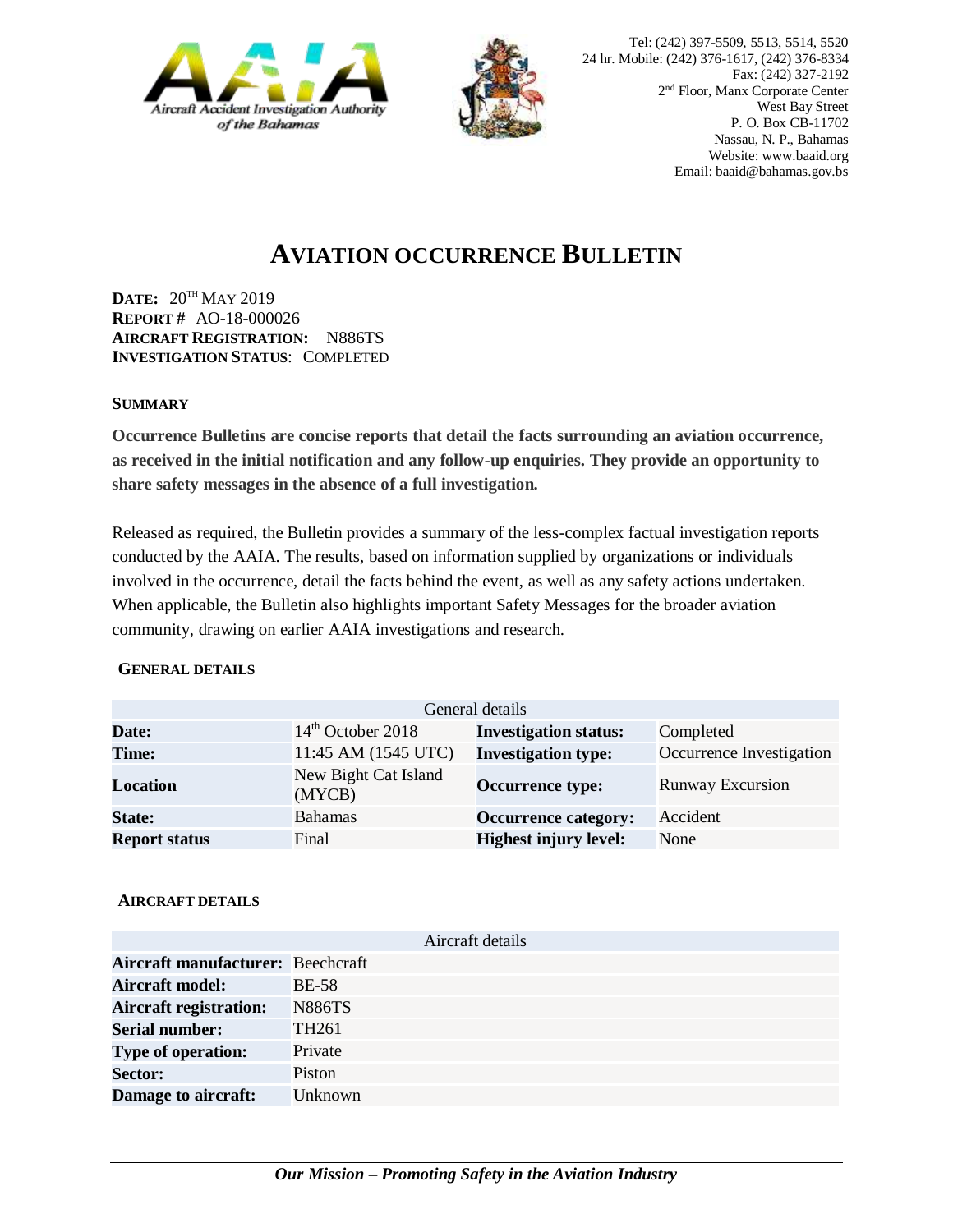Tel: (242) 397-5509, 5513, 5514, 5520
24 hr. Mobile: (242) 376-1617, (242) 376-8334
Fax: (242) 327-2192
2nd Floor, Manx Corporate Center
West Bay Street
P. O. Box CB-11702
Nassau, N. P., Bahamas
Website: www.baaid.org
Email: baaid@bahamas.gov.bs

# AVIATION OCCURRENCE BULLETIN

**DATE:** 20TH MAY 2019
**REPORT #** AO-18-000026
**AIRCRAFT REGISTRATION:** N886TS
**INVESTIGATION STATUS**: COMPLETED

## SUMMARY

**Occurrence Bulletins are concise reports that detail the facts surrounding an aviation occurrence, as received in the initial notification and any follow-up enquiries. They provide an opportunity to share safety messages in the absence of a full investigation.**

Released as required, the Bulletin provides a summary of the less-complex factual investigation reports conducted by the AAIA. The results, based on information supplied by organizations or individuals involved in the occurrence, detail the facts behind the event, as well as any safety actions undertaken. When applicable, the Bulletin also highlights important Safety Messages for the broader aviation community, drawing on earlier AAIA investigations and research.

## GENERAL DETAILS

| General details | | | |
|---|---|---|---|
| **Date:** | 14th October 2018 | **Investigation status:** | Completed |
| **Time:** | 11:45 AM (1545 UTC) | **Investigation type:** | Occurrence Investigation |
| **Location** | New Bight Cat Island (MYCB) | **Occurrence type:** | Runway Excursion |
| **State:** | Bahamas | **Occurrence category:** | Accident |
| **Report status** | Final | **Highest injury level:** | None |

## AIRCRAFT DETAILS

| Aircraft details | |
|---|---|
| **Aircraft manufacturer:** | Beechcraft |
| **Aircraft model:** | BE-58 |
| **Aircraft registration:** | N886TS |
| **Serial number:** | TH261 |
| **Type of operation:** | Private |
| **Sector:** | Piston |
| **Damage to aircraft:** | Unknown |

*Our Mission – Promoting Safety in the Aviation Industry*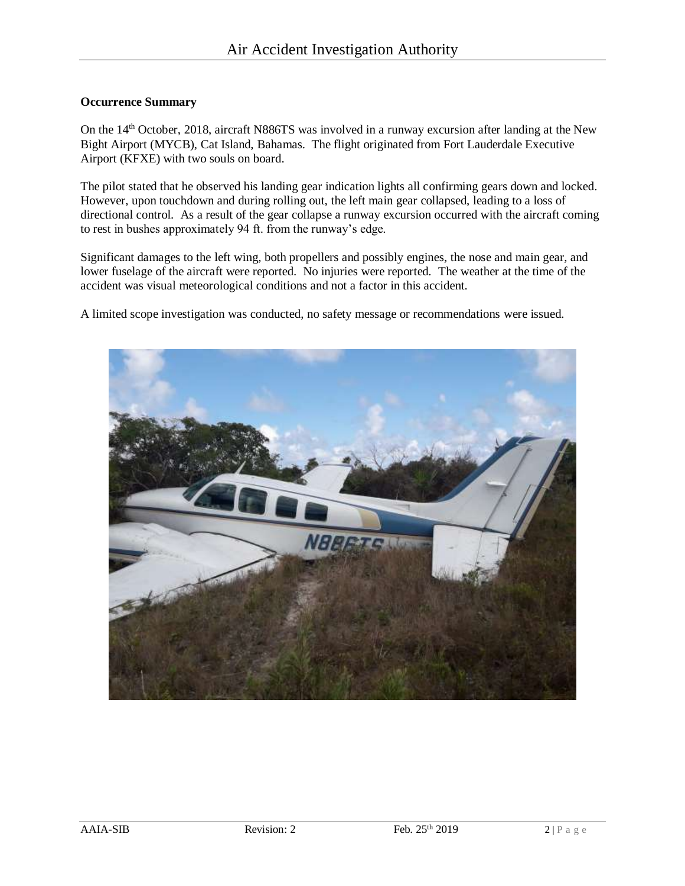## Occurrence Summary

On the 14th October, 2018, aircraft N886TS was involved in a runway excursion after landing at the New Bight Airport (MYCB), Cat Island, Bahamas. The flight originated from Fort Lauderdale Executive Airport (KFXE) with two souls on board.

The pilot stated that he observed his landing gear indication lights all confirming gears down and locked. However, upon touchdown and during rolling out, the left main gear collapsed, leading to a loss of directional control. As a result of the gear collapse a runway excursion occurred with the aircraft coming to rest in bushes approximately 94 ft. from the runway's edge.

Significant damages to the left wing, both propellers and possibly engines, the nose and main gear, and lower fuselage of the aircraft were reported. No injuries were reported. The weather at the time of the accident was visual meteorological conditions and not a factor in this accident.

A limited scope investigation was conducted, no safety message or recommendations were issued.